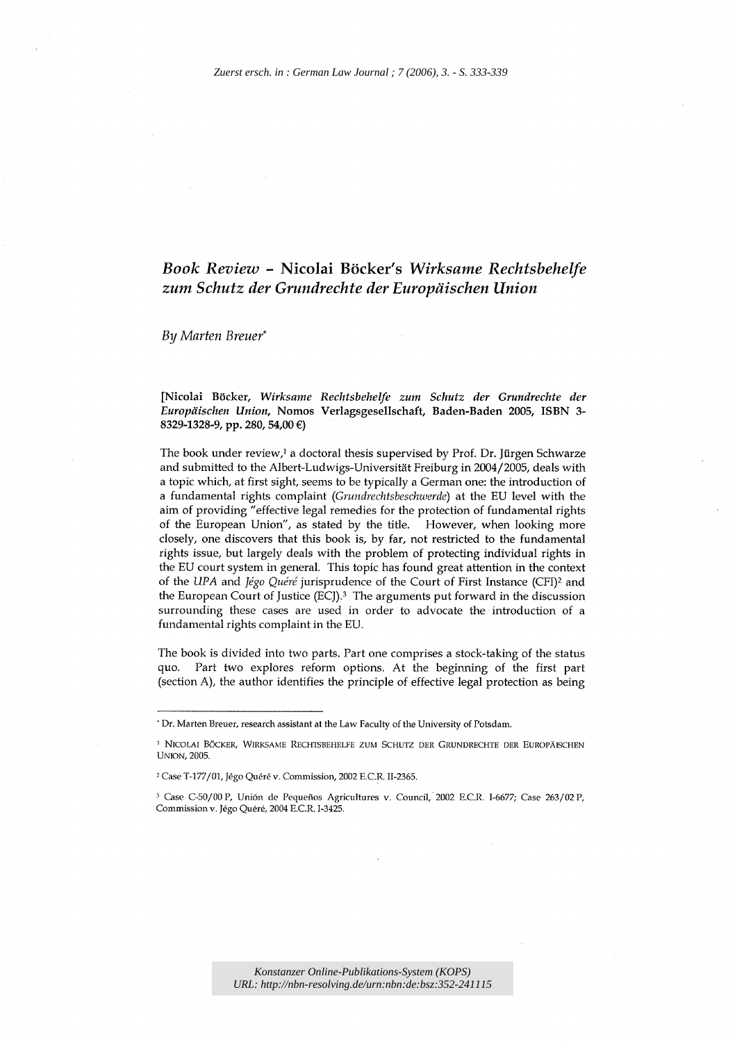# *Book Review* – Nicolai Böcker's *Wirksame Rechtsbehelfe zum Schutz der Grundrechte der Europäischen Union*

*By Marten Breuer*[*]

**[Nicolai Böcker, *Wirksame Rechtsbehelfe zum Schutz der Grundrechte der Europäischen Union*, Nomos Verlagsgesellschaft, Baden-Baden 2005, ISBN 3-8329-1328-9, pp. 280, 54,00 €)**

The book under review,[1] a doctoral thesis supervised by Prof. Dr. Jürgen Schwarze and submitted to the Albert-Ludwigs-Universität Freiburg in 2004/2005, deals with a topic which, at first sight, seems to be typically a German one: the introduction of a fundamental rights complaint (*Grundrechtsbeschwerde*) at the EU level with the aim of providing "effective legal remedies for the protection of fundamental rights of the European Union", as stated by the title. However, when looking more closely, one discovers that this book is, by far, not restricted to the fundamental rights issue, but largely deals with the problem of protecting individual rights in the EU court system in general. This topic has found great attention in the context of the *UPA* and *Jégo Quéré* jurisprudence of the Court of First Instance (CFI)[2] and the European Court of Justice (ECJ).[3] The arguments put forward in the discussion surrounding these cases are used in order to advocate the introduction of a fundamental rights complaint in the EU.

The book is divided into two parts. Part one comprises a stock-taking of the status quo. Part two explores reform options. At the beginning of the first part (section A), the author identifies the principle of effective legal protection as being

---

[*] Dr. Marten Breuer, research assistant at the Law Faculty of the University of Potsdam.

[1] NICOLAI BÖCKER, WIRKSAME RECHTSBEHELFE ZUM SCHUTZ DER GRUNDRECHTE DER EUROPÄISCHEN UNION, 2005.

[2] Case T-177/01, Jégo Quéré v. Commission, 2002 E.C.R. II-2365.

[3] Case C-50/00 P, Unión de Pequeños Agricultures v. Council, 2002 E.C.R. I-6677; Case 263/02 P, Commission v. Jégo Quéré, 2004 E.C.R. I-3425.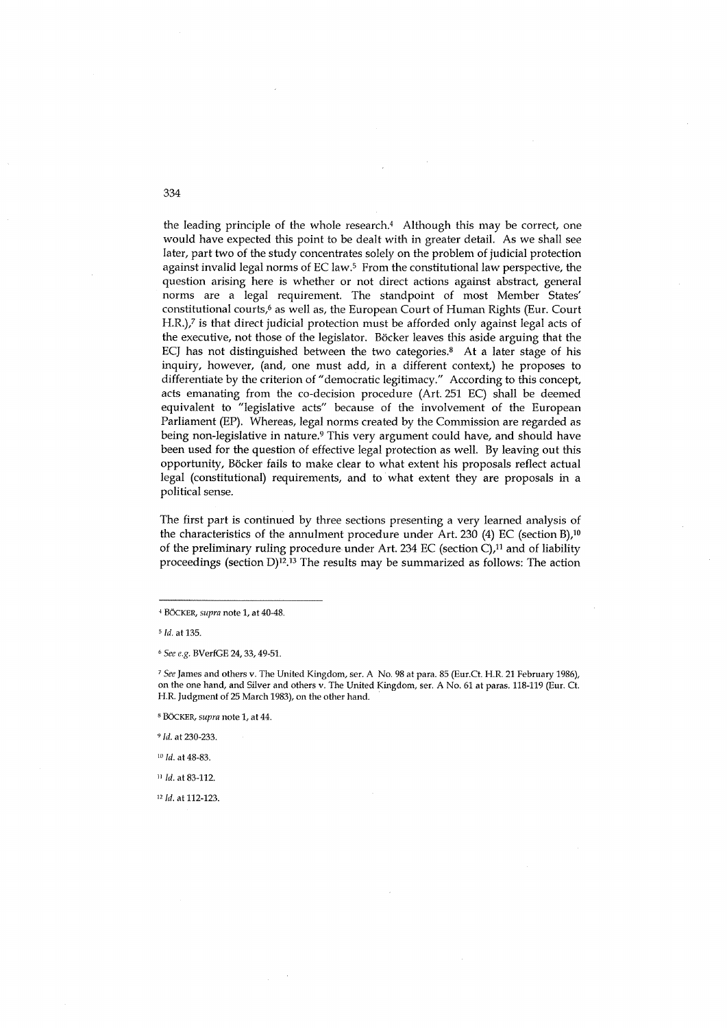the leading principle of the whole research.[4] Although this may be correct, one would have expected this point to be dealt with in greater detail. As we shall see later, part two of the study concentrates solely on the problem of judicial protection against invalid legal norms of EC law.[5] From the constitutional law perspective, the question arising here is whether or not direct actions against abstract, general norms are a legal requirement. The standpoint of most Member States' constitutional courts,[6] as well as, the European Court of Human Rights (Eur. Court H.R.),[7] is that direct judicial protection must be afforded only against legal acts of the executive, not those of the legislator. Böcker leaves this aside arguing that the ECJ has not distinguished between the two categories.[8] At a later stage of his inquiry, however, (and, one must add, in a different context,) he proposes to differentiate by the criterion of "democratic legitimacy." According to this concept, acts emanating from the co-decision procedure (Art. 251 EC) shall be deemed equivalent to "legislative acts" because of the involvement of the European Parliament (EP). Whereas, legal norms created by the Commission are regarded as being non-legislative in nature.[9] This very argument could have, and should have been used for the question of effective legal protection as well. By leaving out this opportunity, Böcker fails to make clear to what extent his proposals reflect actual legal (constitutional) requirements, and to what extent they are proposals in a political sense.

The first part is continued by three sections presenting a very learned analysis of the characteristics of the annulment procedure under Art. 230 (4) EC (section B),[10] of the preliminary ruling procedure under Art. 234 EC (section C),[11] and of liability proceedings (section D)[12].[13] The results may be summarized as follows: The action

---

[4] BÖCKER, *supra* note 1, at 40-48.

[5] *Id.* at 135.

[6] *See e.g.* BVerfGE 24, 33, 49-51.

[7] *See* James and others v. The United Kingdom, ser. A No. 98 at para. 85 (Eur.Ct. H.R. 21 February 1986), on the one hand, and Silver and others v. The United Kingdom, ser. A No. 61 at paras. 118-119 (Eur. Ct. H.R. Judgment of 25 March 1983), on the other hand.

[8] BÖCKER, *supra* note 1, at 44.

[9] *Id.* at 230-233.

[10] *Id.* at 48-83.

[11] *Id.* at 83-112.

[12] *Id.* at 112-123.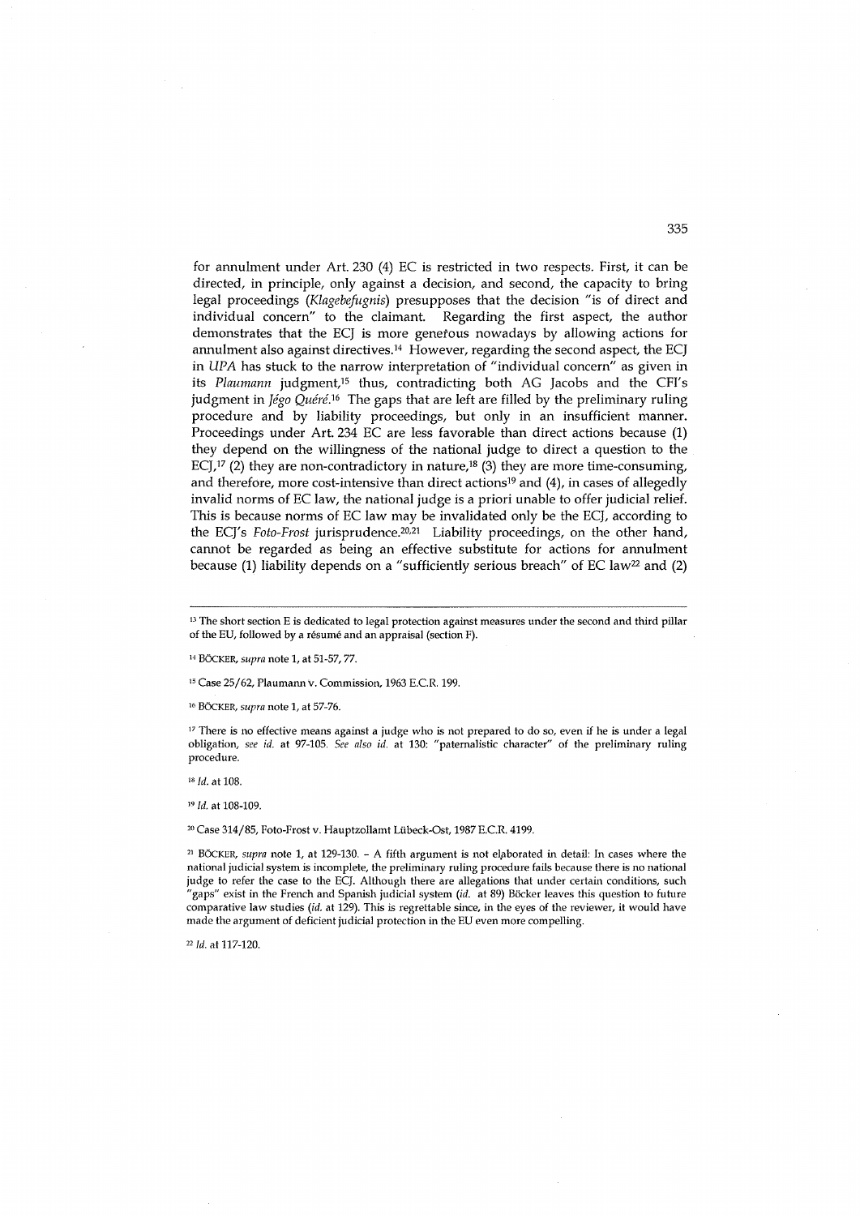for annulment under Art. 230 (4) EC is restricted in two respects. First, it can be directed, in principle, only against a decision, and second, the capacity to bring legal proceedings (*Klagebefugnis*) presupposes that the decision "is of direct and individual concern" to the claimant. Regarding the first aspect, the author demonstrates that the ECJ is more generous nowadays by allowing actions for annulment also against directives.[14] However, regarding the second aspect, the ECJ in *UPA* has stuck to the narrow interpretation of "individual concern" as given in its *Plaumann* judgment,[15] thus, contradicting both AG Jacobs and the CFI's judgment in *Jégo Quéré*.[16] The gaps that are left are filled by the preliminary ruling procedure and by liability proceedings, but only in an insufficient manner. Proceedings under Art. 234 EC are less favorable than direct actions because (1) they depend on the willingness of the national judge to direct a question to the ECJ,[17] (2) they are non-contradictory in nature,[18] (3) they are more time-consuming, and therefore, more cost-intensive than direct actions[19] and (4), in cases of allegedly invalid norms of EC law, the national judge is a priori unable to offer judicial relief. This is because norms of EC law may be invalidated only be the ECJ, according to the ECJ's *Foto-Frost* jurisprudence.[20,21] Liability proceedings, on the other hand, cannot be regarded as being an effective substitute for actions for annulment because (1) liability depends on a "sufficiently serious breach" of EC law[22] and (2)

---

[13] The short section E is dedicated to legal protection against measures under the second and third pillar of the EU, followed by a résumé and an appraisal (section F).

[14] BÖCKER, *supra* note 1, at 51-57, 77.

[15] Case 25/62, Plaumann v. Commission, 1963 E.C.R. 199.

[16] BÖCKER, *supra* note 1, at 57-76.

[17] There is no effective means against a judge who is not prepared to do so, even if he is under a legal obligation, *see id.* at 97-105. *See also id.* at 130: "paternalistic character" of the preliminary ruling procedure.

[18] *Id.* at 108.

[19] *Id.* at 108-109.

[20] Case 314/85, Foto-Frost v. Hauptzollamt Lübeck-Ost, 1987 E.C.R. 4199.

[21] BÖCKER, *supra* note 1, at 129-130. – A fifth argument is not elaborated in detail: In cases where the national judicial system is incomplete, the preliminary ruling procedure fails because there is no national judge to refer the case to the ECJ. Although there are allegations that under certain conditions, such "gaps" exist in the French and Spanish judicial system (*id.* at 89) Böcker leaves this question to future comparative law studies (*id.* at 129). This is regrettable since, in the eyes of the reviewer, it would have made the argument of deficient judicial protection in the EU even more compelling.

[22] *Id.* at 117-120.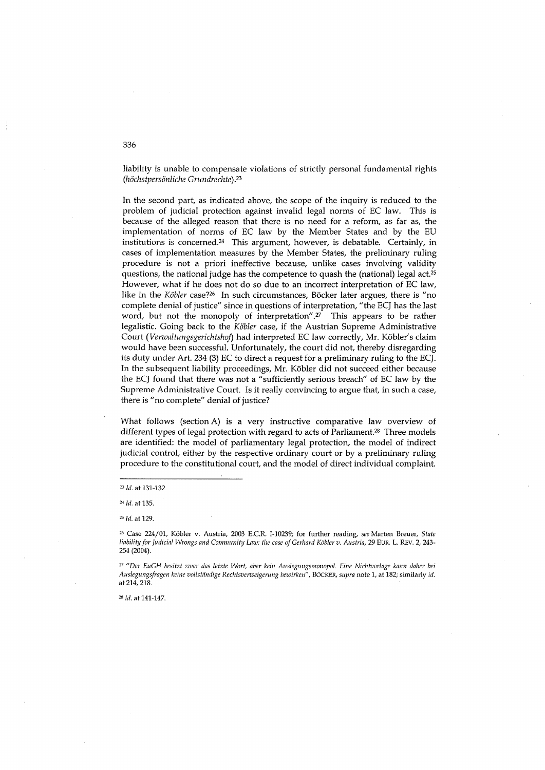liability is unable to compensate violations of strictly personal fundamental rights (*höchstpersönliche Grundrechte*).[23]

In the second part, as indicated above, the scope of the inquiry is reduced to the problem of judicial protection against invalid legal norms of EC law. This is because of the alleged reason that there is no need for a reform, as far as, the implementation of norms of EC law by the Member States and by the EU institutions is concerned.[24] This argument, however, is debatable. Certainly, in cases of implementation measures by the Member States, the preliminary ruling procedure is not a priori ineffective because, unlike cases involving validity questions, the national judge has the competence to quash the (national) legal act.[25] However, what if he does not do so due to an incorrect interpretation of EC law, like in the *Köbler* case?[26] In such circumstances, Böcker later argues, there is "no complete denial of justice" since in questions of interpretation, "the ECJ has the last word, but not the monopoly of interpretation".[27] This appears to be rather legalistic. Going back to the *Köbler* case, if the Austrian Supreme Administrative Court (*Verwaltungsgerichtshof*) had interpreted EC law correctly, Mr. Köbler's claim would have been successful. Unfortunately, the court did not, thereby disregarding its duty under Art. 234 (3) EC to direct a request for a preliminary ruling to the ECJ. In the subsequent liability proceedings, Mr. Köbler did not succeed either because the ECJ found that there was not a "sufficiently serious breach" of EC law by the Supreme Administrative Court. Is it really convincing to argue that, in such a case, there is "no complete" denial of justice?

What follows (section A) is a very instructive comparative law overview of different types of legal protection with regard to acts of Parliament.[28] Three models are identified: the model of parliamentary legal protection, the model of indirect judicial control, either by the respective ordinary court or by a preliminary ruling procedure to the constitutional court, and the model of direct individual complaint.

---

[23] *Id.* at 131-132.

[24] *Id.* at 135.

[25] *Id.* at 129.

[26] Case 224/01, Köbler v. Austria, 2003 E.C.R. I-10239; for further reading, *see* Marten Breuer, *State liability for Judicial Wrongs and Community Law: the case of Gerhard Köbler v. Austria*, 29 EUR. L. REV. 2, 243-254 (2004).

[27] "*Der EuGH besitzt zwar das letzte Wort, aber kein Auslegungsmonopol. Eine Nichtvorlage kann daher bei Auslegungsfragen keine vollständige Rechtsverweigerung bewirken*", BÖCKER, *supra* note 1, at 182; similarly *id.* at 214, 218.

[28] *Id.* at 141-147.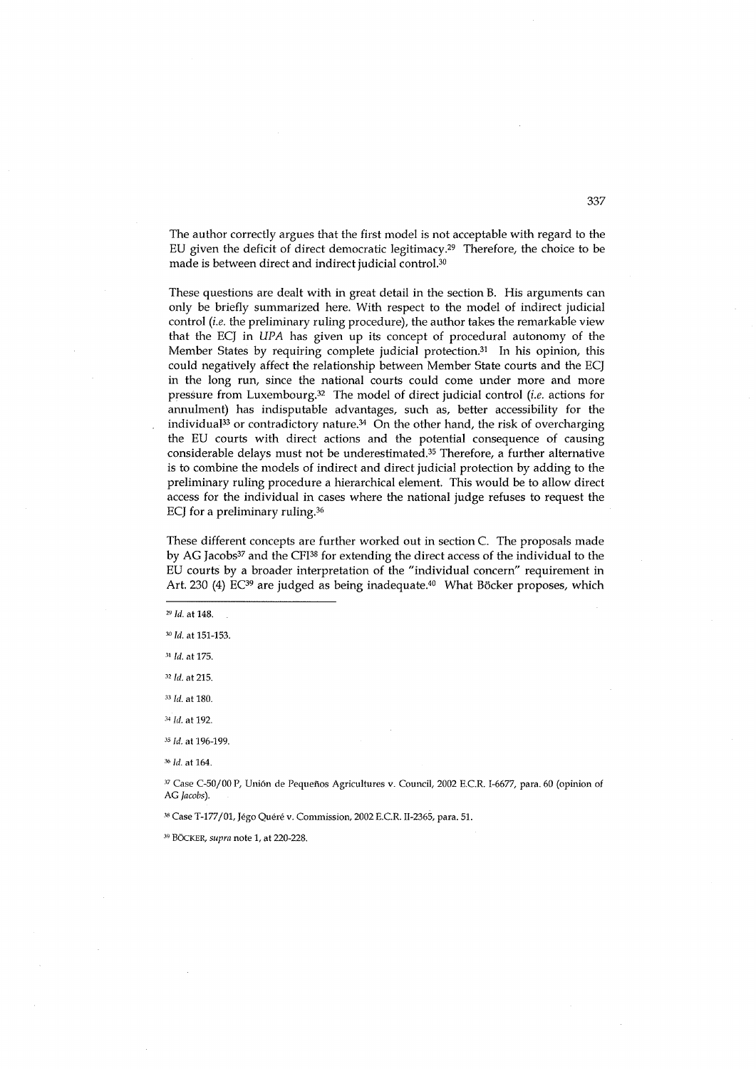The author correctly argues that the first model is not acceptable with regard to the EU given the deficit of direct democratic legitimacy.[29] Therefore, the choice to be made is between direct and indirect judicial control.[30]

These questions are dealt with in great detail in the section B. His arguments can only be briefly summarized here. With respect to the model of indirect judicial control (*i.e.* the preliminary ruling procedure), the author takes the remarkable view that the ECJ in *UPA* has given up its concept of procedural autonomy of the Member States by requiring complete judicial protection.[31] In his opinion, this could negatively affect the relationship between Member State courts and the ECJ in the long run, since the national courts could come under more and more pressure from Luxembourg.[32] The model of direct judicial control (*i.e.* actions for annulment) has indisputable advantages, such as, better accessibility for the individual[33] or contradictory nature.[34] On the other hand, the risk of overcharging the EU courts with direct actions and the potential consequence of causing considerable delays must not be underestimated.[35] Therefore, a further alternative is to combine the models of indirect and direct judicial protection by adding to the preliminary ruling procedure a hierarchical element. This would be to allow direct access for the individual in cases where the national judge refuses to request the ECJ for a preliminary ruling.[36]

These different concepts are further worked out in section C. The proposals made by AG Jacobs[37] and the CFI[38] for extending the direct access of the individual to the EU courts by a broader interpretation of the "individual concern" requirement in Art. 230 (4) EC[39] are judged as being inadequate.[40] What Böcker proposes, which

---

[29] *Id.* at 148.

[30] *Id.* at 151-153.

[31] *Id.* at 175.

[32] *Id.* at 215.

[33] *Id.* at 180.

[34] *Id.* at 192.

[35] *Id.* at 196-199.

[36] *Id.* at 164.

[37] Case C-50/00 P, Unión de Pequeños Agricultures v. Council, 2002 E.C.R. I-6677, para. 60 (opinion of AG *Jacobs*).

[38] Case T-177/01, Jégo Quéré v. Commission, 2002 E.C.R. II-2365, para. 51.

[39] BÖCKER, *supra* note 1, at 220-228.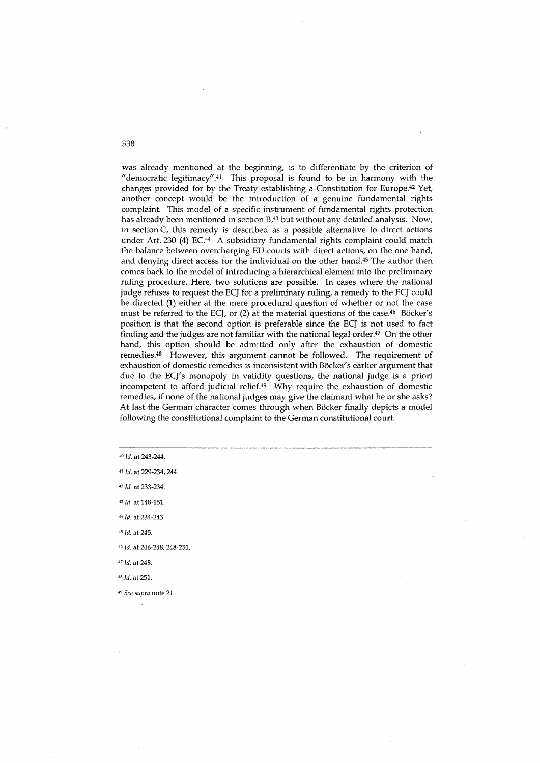was already mentioned at the beginning, is to differentiate by the criterion of "democratic legitimacy".[41] This proposal is found to be in harmony with the changes provided for by the Treaty establishing a Constitution for Europe.[42] Yet, another concept would be the introduction of a genuine fundamental rights complaint. This model of a specific instrument of fundamental rights protection has already been mentioned in section B,[43] but without any detailed analysis. Now, in section C, this remedy is described as a possible alternative to direct actions under Art. 230 (4) EC.[44] A subsidiary fundamental rights complaint could match the balance between overcharging EU courts with direct actions, on the one hand, and denying direct access for the individual on the other hand.[45] The author then comes back to the model of introducing a hierarchical element into the preliminary ruling procedure. Here, two solutions are possible. In cases where the national judge refuses to request the ECJ for a preliminary ruling, a remedy to the ECJ could be directed (1) either at the mere procedural question of whether or not the case must be referred to the ECJ, or (2) at the material questions of the case.[46] Böcker's position is that the second option is preferable since the ECJ is not used to fact finding and the judges are not familiar with the national legal order.[47] On the other hand, this option should be admitted only after the exhaustion of domestic remedies.[48] However, this argument cannot be followed. The requirement of exhaustion of domestic remedies is inconsistent with Böcker's earlier argument that due to the ECJ's monopoly in validity questions, the national judge is a priori incompetent to afford judicial relief.[49] Why require the exhaustion of domestic remedies, if none of the national judges may give the claimant what he or she asks? At last the German character comes through when Böcker finally depicts a model following the constitutional complaint to the German constitutional court.

---

[40] *Id.* at 243-244.

[41] *Id.* at 229-234, 244.

[42] *Id.* at 233-234.

[43] *Id.* at 148-151.

[44] *Id.* at 234-243.

[45] *Id.* at 245.

[46] *Id.* at 246-248, 248-251.

[47] *Id.* at 248.

[48] *Id.* at 251.

[49] *See supra* note 21.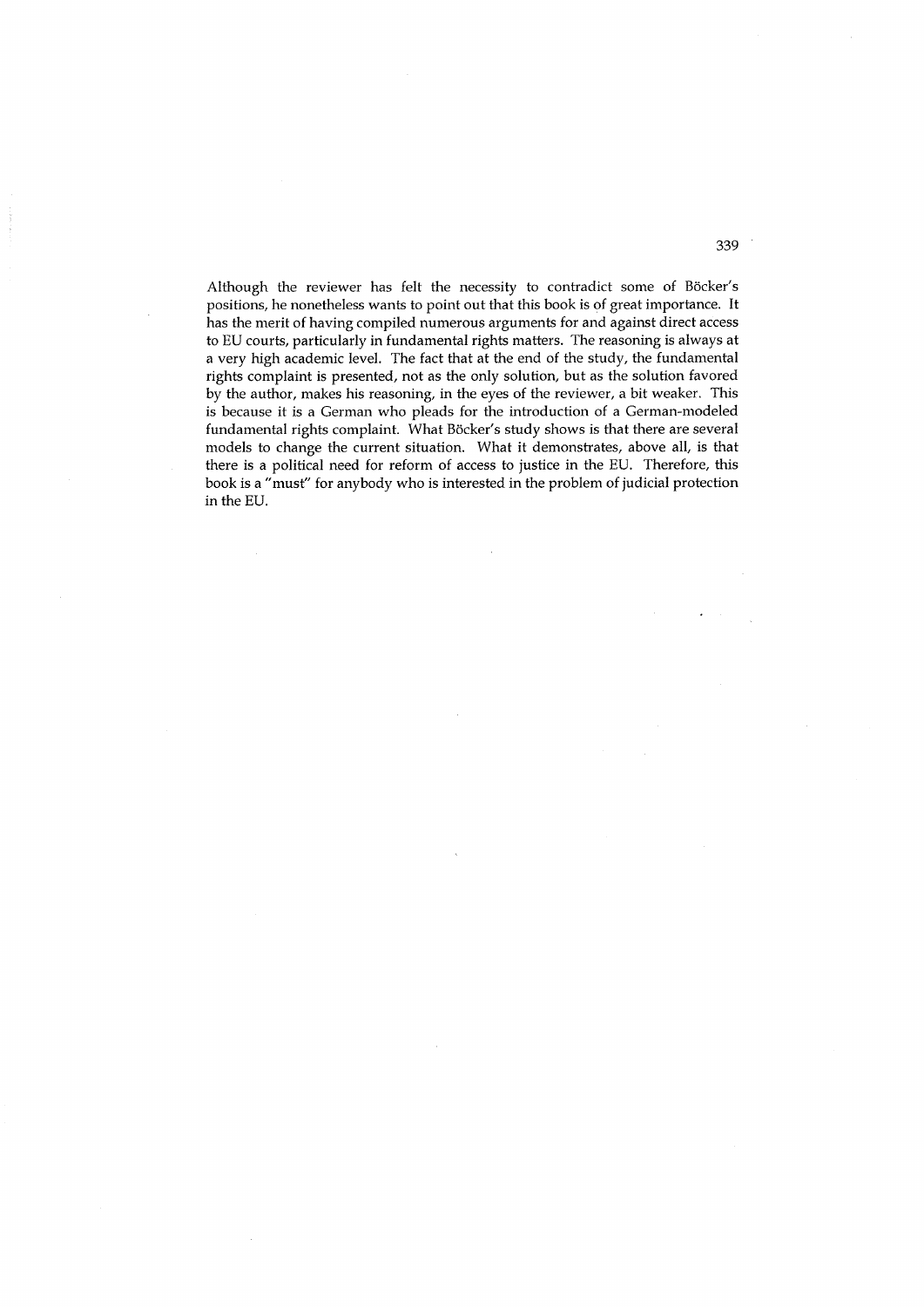Although the reviewer has felt the necessity to contradict some of Böcker's positions, he nonetheless wants to point out that this book is of great importance. It has the merit of having compiled numerous arguments for and against direct access to EU courts, particularly in fundamental rights matters. The reasoning is always at a very high academic level. The fact that at the end of the study, the fundamental rights complaint is presented, not as the only solution, but as the solution favored by the author, makes his reasoning, in the eyes of the reviewer, a bit weaker. This is because it is a German who pleads for the introduction of a German-modeled fundamental rights complaint. What Böcker's study shows is that there are several models to change the current situation. What it demonstrates, above all, is that there is a political need for reform of access to justice in the EU. Therefore, this book is a "must" for anybody who is interested in the problem of judicial protection in the EU.